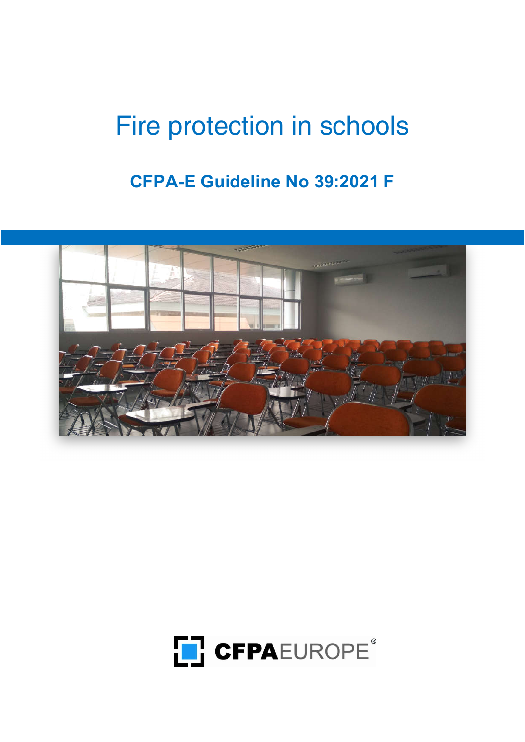# Fire protection in schools

## CFPA-E Guideline No 39:2021 F

CFPAEUROPE®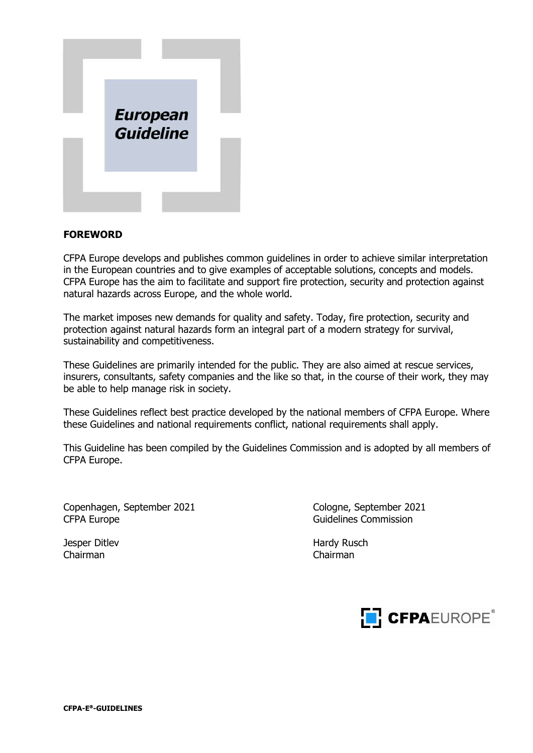**European Guideline**

## FOREWORD

CFPA Europe develops and publishes common guidelines in order to achieve similar interpretation in the European countries and to give examples of acceptable solutions, concepts and models. CFPA Europe has the aim to facilitate and support fire protection, security and protection against natural hazards across Europe, and the whole world.

The market imposes new demands for quality and safety. Today, fire protection, security and protection against natural hazards form an integral part of a modern strategy for survival, sustainability and competitiveness.

These Guidelines are primarily intended for the public. They are also aimed at rescue services, insurers, consultants, safety companies and the like so that, in the course of their work, they may be able to help manage risk in society.

These Guidelines reflect best practice developed by the national members of CFPA Europe. Where these Guidelines and national requirements conflict, national requirements shall apply.

This Guideline has been compiled by the Guidelines Commission and is adopted by all members of CFPA Europe.

Copenhagen, September 2021
CFPA Europe

Jesper Ditlev
Chairman

Cologne, September 2021
Guidelines Commission

Hardy Rusch
Chairman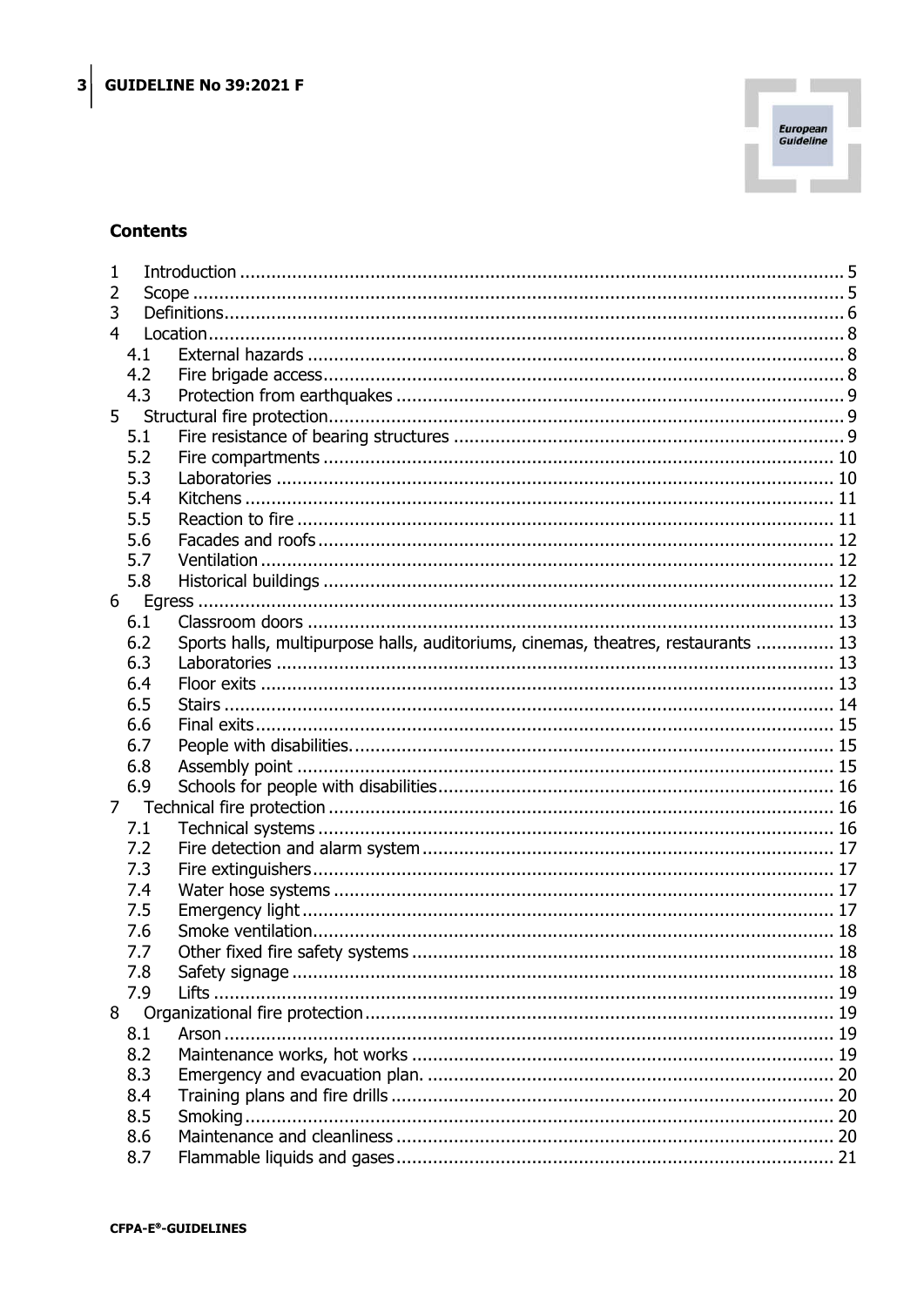## Contents

- 1 Introduction ..... 5
- 2 Scope ..... 5
- 3 Definitions ..... 6
- 4 Location ..... 8
  - 4.1 External hazards ..... 8
  - 4.2 Fire brigade access ..... 8
  - 4.3 Protection from earthquakes ..... 9
- 5 Structural fire protection ..... 9
  - 5.1 Fire resistance of bearing structures ..... 9
  - 5.2 Fire compartments ..... 10
  - 5.3 Laboratories ..... 10
  - 5.4 Kitchens ..... 11
  - 5.5 Reaction to fire ..... 11
  - 5.6 Facades and roofs ..... 12
  - 5.7 Ventilation ..... 12
  - 5.8 Historical buildings ..... 12
- 6 Egress ..... 13
  - 6.1 Classroom doors ..... 13
  - 6.2 Sports halls, multipurpose halls, auditoriums, cinemas, theatres, restaurants ..... 13
  - 6.3 Laboratories ..... 13
  - 6.4 Floor exits ..... 13
  - 6.5 Stairs ..... 14
  - 6.6 Final exits ..... 15
  - 6.7 People with disabilities. ..... 15
  - 6.8 Assembly point ..... 15
  - 6.9 Schools for people with disabilities ..... 16
- 7 Technical fire protection ..... 16
  - 7.1 Technical systems ..... 16
  - 7.2 Fire detection and alarm system ..... 17
  - 7.3 Fire extinguishers ..... 17
  - 7.4 Water hose systems ..... 17
  - 7.5 Emergency light ..... 17
  - 7.6 Smoke ventilation ..... 18
  - 7.7 Other fixed fire safety systems ..... 18
  - 7.8 Safety signage ..... 18
  - 7.9 Lifts ..... 19
- 8 Organizational fire protection ..... 19
  - 8.1 Arson ..... 19
  - 8.2 Maintenance works, hot works ..... 19
  - 8.3 Emergency and evacuation plan. ..... 20
  - 8.4 Training plans and fire drills ..... 20
  - 8.5 Smoking ..... 20
  - 8.6 Maintenance and cleanliness ..... 20
  - 8.7 Flammable liquids and gases ..... 21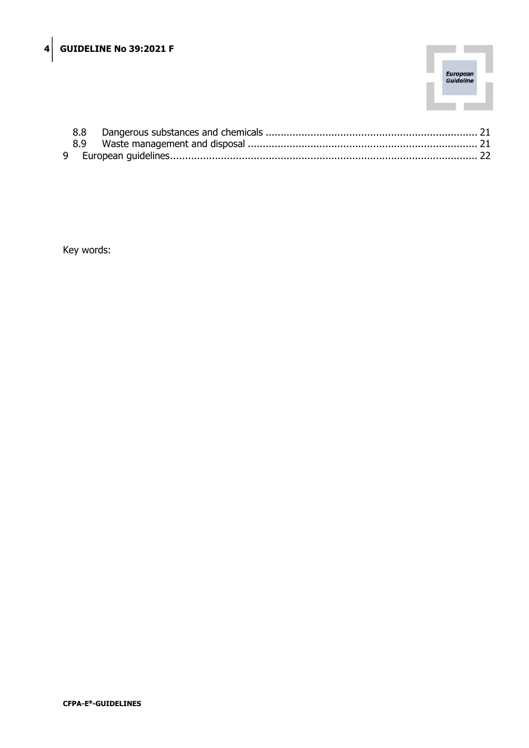8.8 Dangerous substances and chemicals ........................................................................ 21
8.9 Waste management and disposal ............................................................................ 21
9 European guidelines.................................................................................................... 22

Key words: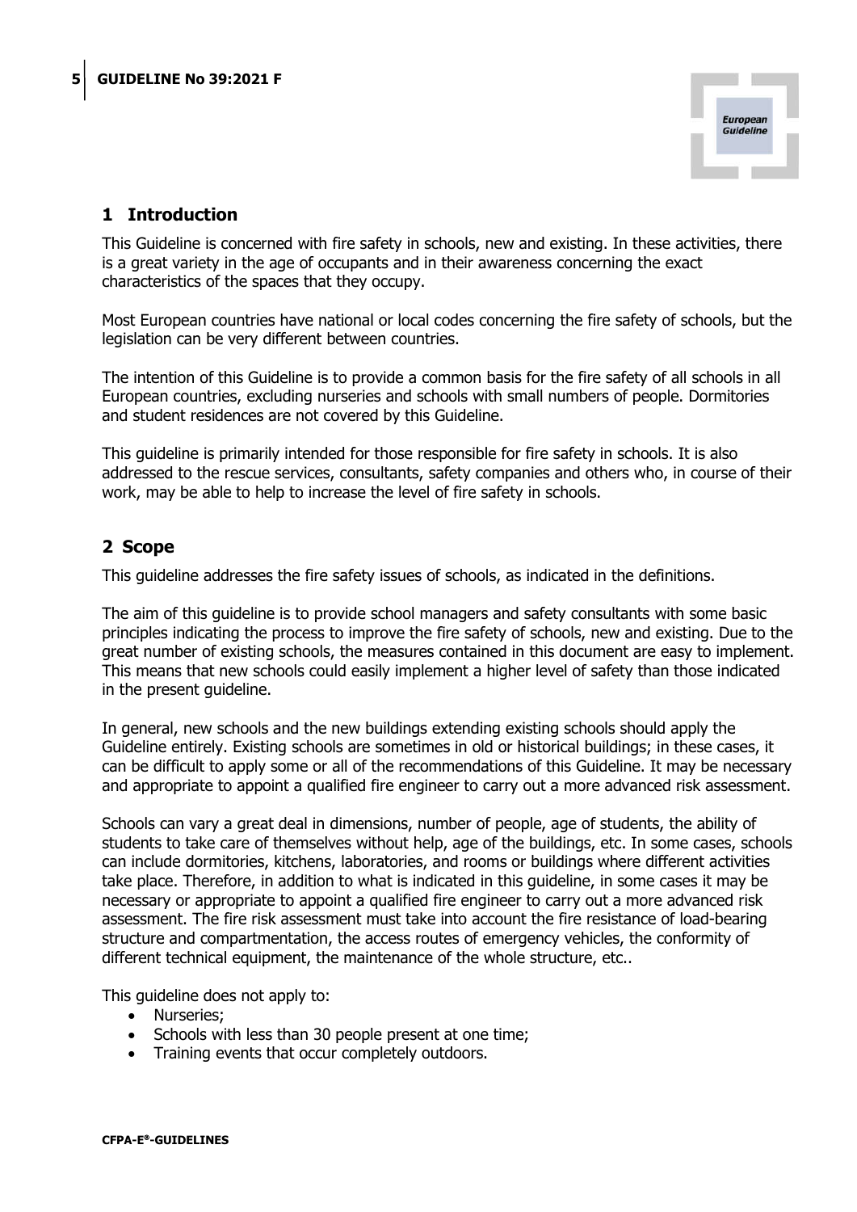# 1 Introduction

This Guideline is concerned with fire safety in schools, new and existing. In these activities, there is a great variety in the age of occupants and in their awareness concerning the exact characteristics of the spaces that they occupy.

Most European countries have national or local codes concerning the fire safety of schools, but the legislation can be very different between countries.

The intention of this Guideline is to provide a common basis for the fire safety of all schools in all European countries, excluding nurseries and schools with small numbers of people. Dormitories and student residences are not covered by this Guideline.

This guideline is primarily intended for those responsible for fire safety in schools. It is also addressed to the rescue services, consultants, safety companies and others who, in course of their work, may be able to help to increase the level of fire safety in schools.

# 2 Scope

This guideline addresses the fire safety issues of schools, as indicated in the definitions.

The aim of this guideline is to provide school managers and safety consultants with some basic principles indicating the process to improve the fire safety of schools, new and existing. Due to the great number of existing schools, the measures contained in this document are easy to implement. This means that new schools could easily implement a higher level of safety than those indicated in the present guideline.

In general, new schools and the new buildings extending existing schools should apply the Guideline entirely. Existing schools are sometimes in old or historical buildings; in these cases, it can be difficult to apply some or all of the recommendations of this Guideline. It may be necessary and appropriate to appoint a qualified fire engineer to carry out a more advanced risk assessment.

Schools can vary a great deal in dimensions, number of people, age of students, the ability of students to take care of themselves without help, age of the buildings, etc. In some cases, schools can include dormitories, kitchens, laboratories, and rooms or buildings where different activities take place. Therefore, in addition to what is indicated in this guideline, in some cases it may be necessary or appropriate to appoint a qualified fire engineer to carry out a more advanced risk assessment. The fire risk assessment must take into account the fire resistance of load-bearing structure and compartmentation, the access routes of emergency vehicles, the conformity of different technical equipment, the maintenance of the whole structure, etc..

This guideline does not apply to:

- Nurseries;
- Schools with less than 30 people present at one time;
- Training events that occur completely outdoors.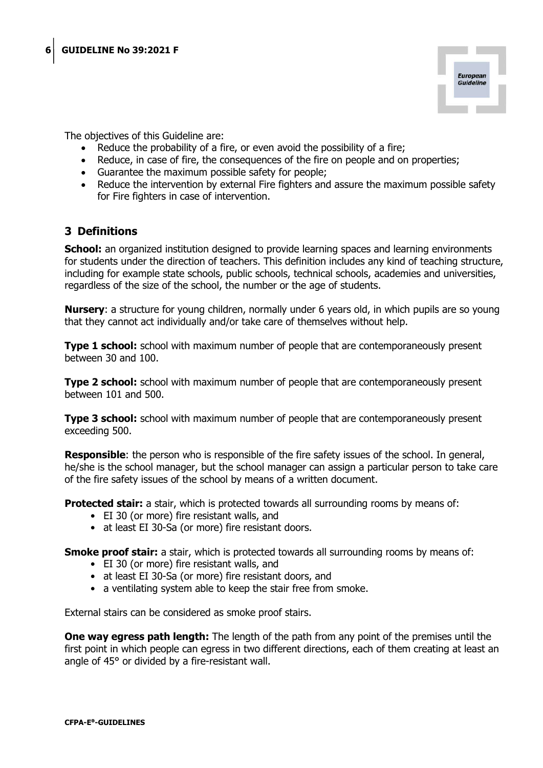The objectives of this Guideline are:

- Reduce the probability of a fire, or even avoid the possibility of a fire;
- Reduce, in case of fire, the consequences of the fire on people and on properties;
- Guarantee the maximum possible safety for people;
- Reduce the intervention by external Fire fighters and assure the maximum possible safety for Fire fighters in case of intervention.

## 3 Definitions

**School:** an organized institution designed to provide learning spaces and learning environments for students under the direction of teachers. This definition includes any kind of teaching structure, including for example state schools, public schools, technical schools, academies and universities, regardless of the size of the school, the number or the age of students.

**Nursery**: a structure for young children, normally under 6 years old, in which pupils are so young that they cannot act individually and/or take care of themselves without help.

**Type 1 school:** school with maximum number of people that are contemporaneously present between 30 and 100.

**Type 2 school:** school with maximum number of people that are contemporaneously present between 101 and 500.

**Type 3 school:** school with maximum number of people that are contemporaneously present exceeding 500.

**Responsible**: the person who is responsible of the fire safety issues of the school. In general, he/she is the school manager, but the school manager can assign a particular person to take care of the fire safety issues of the school by means of a written document.

**Protected stair:** a stair, which is protected towards all surrounding rooms by means of:

- EI 30 (or more) fire resistant walls, and
- at least EI 30-Sa (or more) fire resistant doors.

**Smoke proof stair:** a stair, which is protected towards all surrounding rooms by means of:

- EI 30 (or more) fire resistant walls, and
- at least EI 30-Sa (or more) fire resistant doors, and
- a ventilating system able to keep the stair free from smoke.

External stairs can be considered as smoke proof stairs.

**One way egress path length:** The length of the path from any point of the premises until the first point in which people can egress in two different directions, each of them creating at least an angle of 45° or divided by a fire-resistant wall.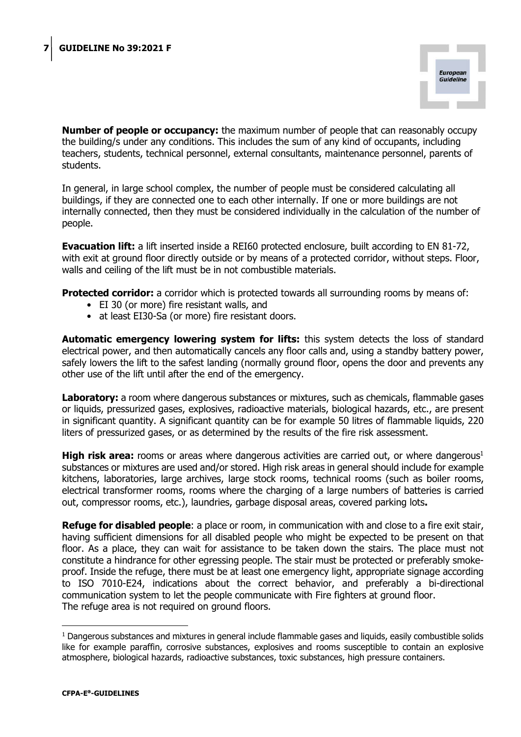**Number of people or occupancy:** the maximum number of people that can reasonably occupy the building/s under any conditions. This includes the sum of any kind of occupants, including teachers, students, technical personnel, external consultants, maintenance personnel, parents of students.

In general, in large school complex, the number of people must be considered calculating all buildings, if they are connected one to each other internally. If one or more buildings are not internally connected, then they must be considered individually in the calculation of the number of people.

**Evacuation lift:** a lift inserted inside a REI60 protected enclosure, built according to EN 81-72, with exit at ground floor directly outside or by means of a protected corridor, without steps. Floor, walls and ceiling of the lift must be in not combustible materials.

**Protected corridor:** a corridor which is protected towards all surrounding rooms by means of:

- EI 30 (or more) fire resistant walls, and
- at least EI30-Sa (or more) fire resistant doors.

**Automatic emergency lowering system for lifts:** this system detects the loss of standard electrical power, and then automatically cancels any floor calls and, using a standby battery power, safely lowers the lift to the safest landing (normally ground floor, opens the door and prevents any other use of the lift until after the end of the emergency.

**Laboratory:** a room where dangerous substances or mixtures, such as chemicals, flammable gases or liquids, pressurized gases, explosives, radioactive materials, biological hazards, etc., are present in significant quantity. A significant quantity can be for example 50 litres of flammable liquids, 220 liters of pressurized gases, or as determined by the results of the fire risk assessment.

**High risk area:** rooms or areas where dangerous activities are carried out, or where dangerous[1] substances or mixtures are used and/or stored. High risk areas in general should include for example kitchens, laboratories, large archives, large stock rooms, technical rooms (such as boiler rooms, electrical transformer rooms, rooms where the charging of a large numbers of batteries is carried out, compressor rooms, etc.), laundries, garbage disposal areas, covered parking lots**.**

**Refuge for disabled people**: a place or room, in communication with and close to a fire exit stair, having sufficient dimensions for all disabled people who might be expected to be present on that floor. As a place, they can wait for assistance to be taken down the stairs. The place must not constitute a hindrance for other egressing people. The stair must be protected or preferably smoke-proof. Inside the refuge, there must be at least one emergency light, appropriate signage according to ISO 7010-E24, indications about the correct behavior, and preferably a bi-directional communication system to let the people communicate with Fire fighters at ground floor.
The refuge area is not required on ground floors.

---

[1] Dangerous substances and mixtures in general include flammable gases and liquids, easily combustible solids like for example paraffin, corrosive substances, explosives and rooms susceptible to contain an explosive atmosphere, biological hazards, radioactive substances, toxic substances, high pressure containers.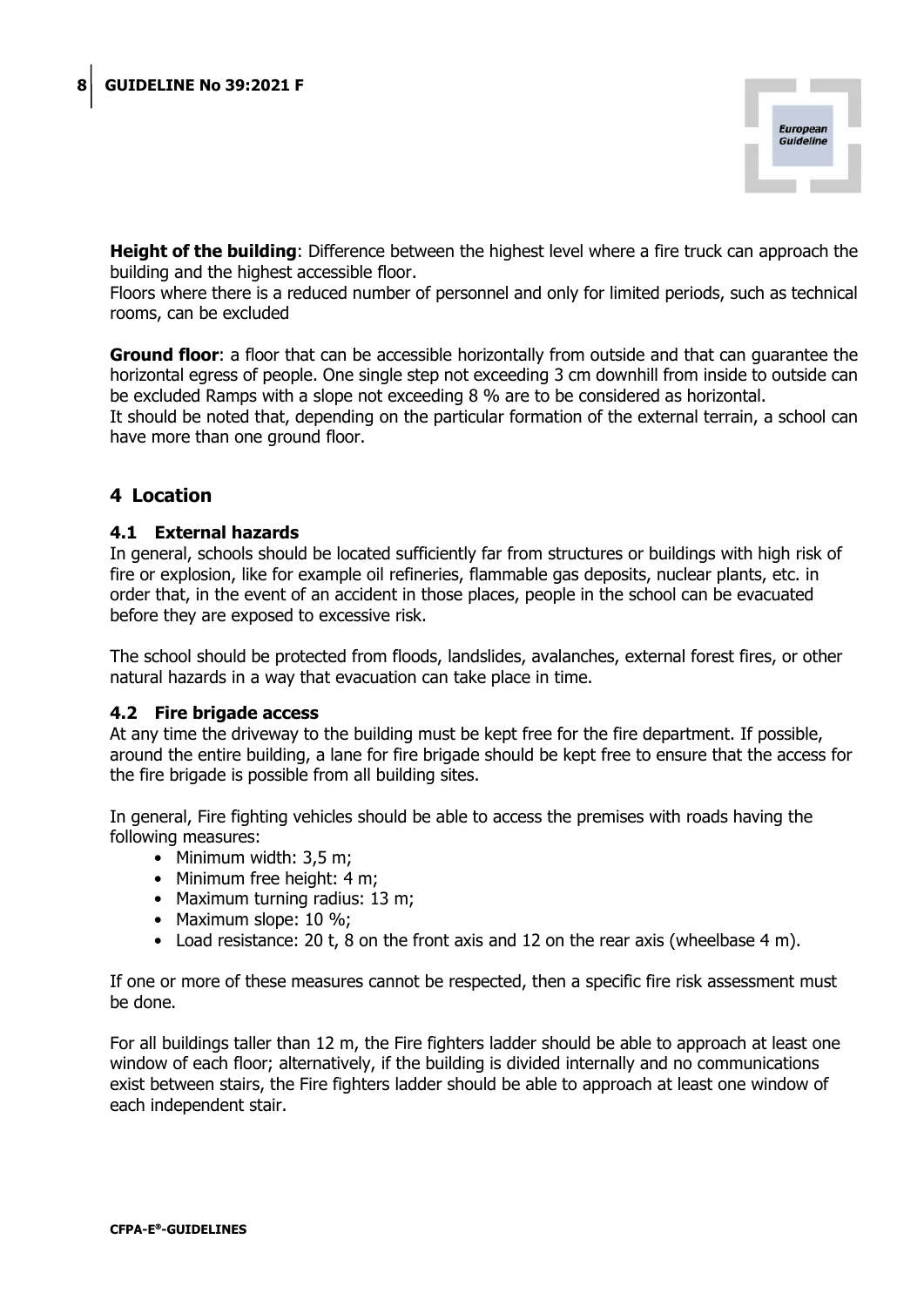**Height of the building**: Difference between the highest level where a fire truck can approach the building and the highest accessible floor.
Floors where there is a reduced number of personnel and only for limited periods, such as technical rooms, can be excluded

**Ground floor**: a floor that can be accessible horizontally from outside and that can guarantee the horizontal egress of people. One single step not exceeding 3 cm downhill from inside to outside can be excluded Ramps with a slope not exceeding 8 % are to be considered as horizontal.
It should be noted that, depending on the particular formation of the external terrain, a school can have more than one ground floor.

## 4 Location

### 4.1 External hazards

In general, schools should be located sufficiently far from structures or buildings with high risk of fire or explosion, like for example oil refineries, flammable gas deposits, nuclear plants, etc. in order that, in the event of an accident in those places, people in the school can be evacuated before they are exposed to excessive risk.

The school should be protected from floods, landslides, avalanches, external forest fires, or other natural hazards in a way that evacuation can take place in time.

### 4.2 Fire brigade access

At any time the driveway to the building must be kept free for the fire department. If possible, around the entire building, a lane for fire brigade should be kept free to ensure that the access for the fire brigade is possible from all building sites.

In general, Fire fighting vehicles should be able to access the premises with roads having the following measures:

- Minimum width: 3,5 m;
- Minimum free height: 4 m;
- Maximum turning radius: 13 m;
- Maximum slope: 10 %;
- Load resistance: 20 t, 8 on the front axis and 12 on the rear axis (wheelbase 4 m).

If one or more of these measures cannot be respected, then a specific fire risk assessment must be done.

For all buildings taller than 12 m, the Fire fighters ladder should be able to approach at least one window of each floor; alternatively, if the building is divided internally and no communications exist between stairs, the Fire fighters ladder should be able to approach at least one window of each independent stair.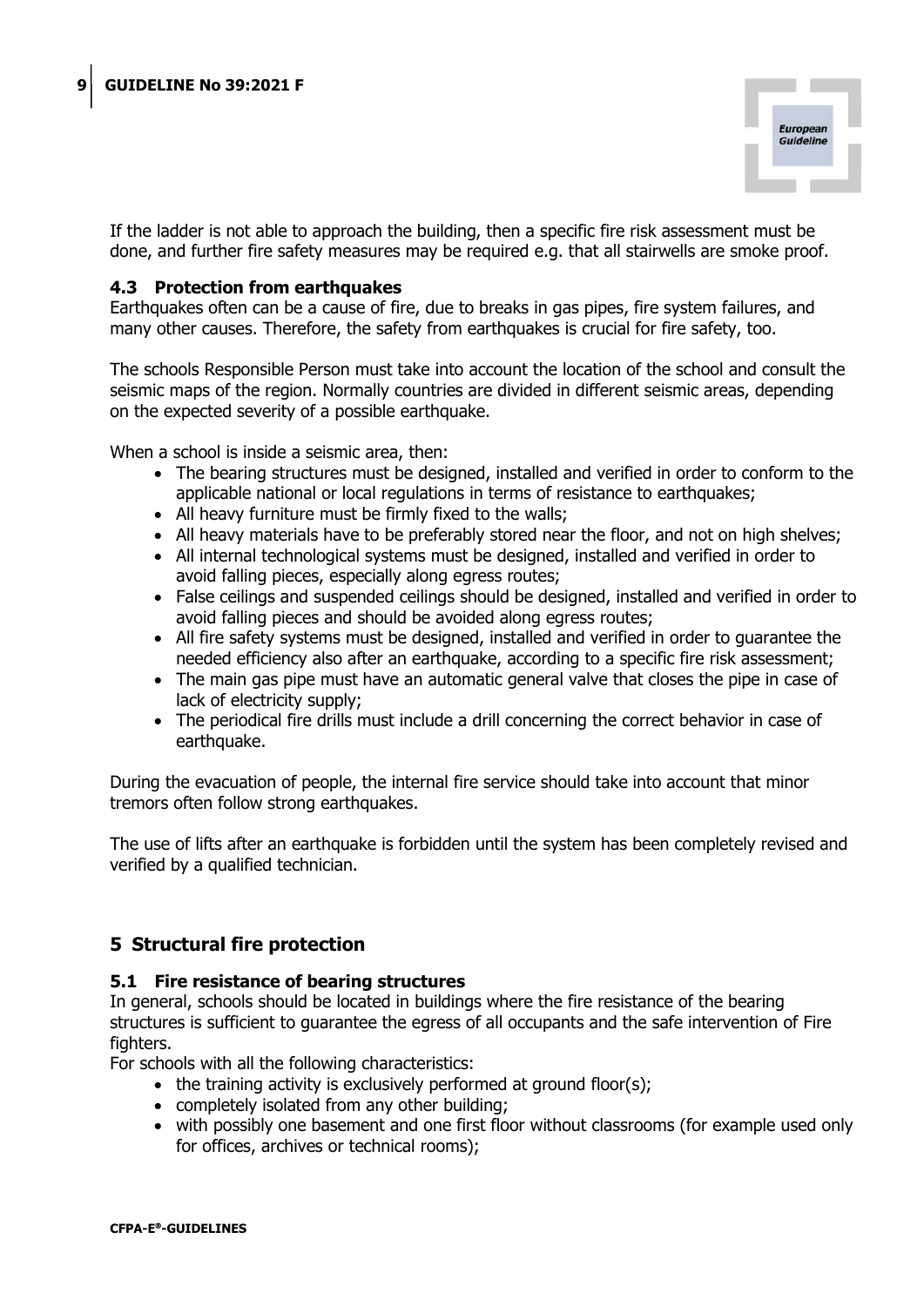If the ladder is not able to approach the building, then a specific fire risk assessment must be done, and further fire safety measures may be required e.g. that all stairwells are smoke proof.

### 4.3 Protection from earthquakes

Earthquakes often can be a cause of fire, due to breaks in gas pipes, fire system failures, and many other causes. Therefore, the safety from earthquakes is crucial for fire safety, too.

The schools Responsible Person must take into account the location of the school and consult the seismic maps of the region. Normally countries are divided in different seismic areas, depending on the expected severity of a possible earthquake.

When a school is inside a seismic area, then:

- The bearing structures must be designed, installed and verified in order to conform to the applicable national or local regulations in terms of resistance to earthquakes;
- All heavy furniture must be firmly fixed to the walls;
- All heavy materials have to be preferably stored near the floor, and not on high shelves;
- All internal technological systems must be designed, installed and verified in order to avoid falling pieces, especially along egress routes;
- False ceilings and suspended ceilings should be designed, installed and verified in order to avoid falling pieces and should be avoided along egress routes;
- All fire safety systems must be designed, installed and verified in order to guarantee the needed efficiency also after an earthquake, according to a specific fire risk assessment;
- The main gas pipe must have an automatic general valve that closes the pipe in case of lack of electricity supply;
- The periodical fire drills must include a drill concerning the correct behavior in case of earthquake.

During the evacuation of people, the internal fire service should take into account that minor tremors often follow strong earthquakes.

The use of lifts after an earthquake is forbidden until the system has been completely revised and verified by a qualified technician.

## 5 Structural fire protection

### 5.1 Fire resistance of bearing structures

In general, schools should be located in buildings where the fire resistance of the bearing structures is sufficient to guarantee the egress of all occupants and the safe intervention of Fire fighters.

For schools with all the following characteristics:

- the training activity is exclusively performed at ground floor(s);
- completely isolated from any other building;
- with possibly one basement and one first floor without classrooms (for example used only for offices, archives or technical rooms);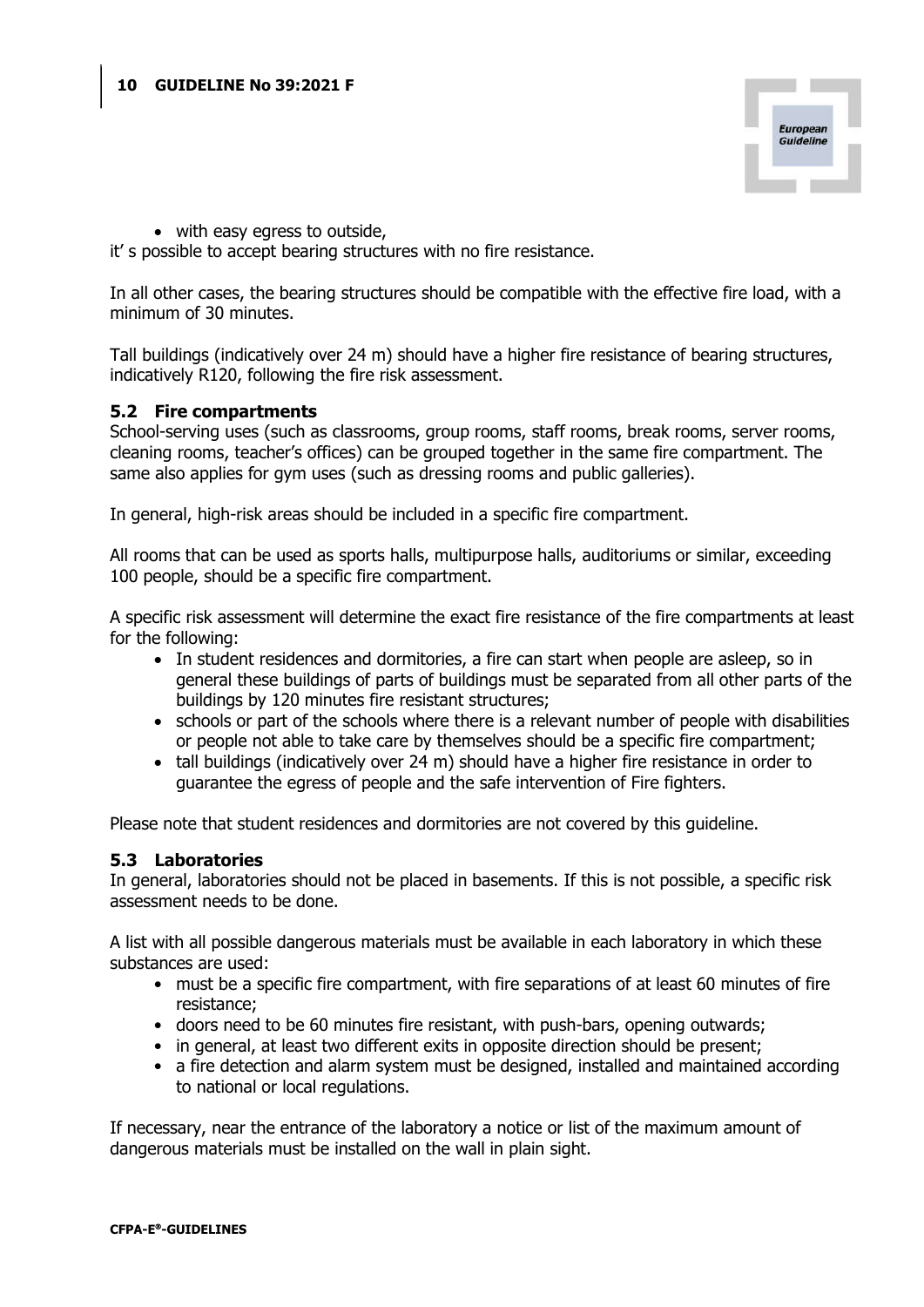- with easy egress to outside,

it' s possible to accept bearing structures with no fire resistance.

In all other cases, the bearing structures should be compatible with the effective fire load, with a minimum of 30 minutes.

Tall buildings (indicatively over 24 m) should have a higher fire resistance of bearing structures, indicatively R120, following the fire risk assessment.

## 5.2 Fire compartments

School-serving uses (such as classrooms, group rooms, staff rooms, break rooms, server rooms, cleaning rooms, teacher's offices) can be grouped together in the same fire compartment. The same also applies for gym uses (such as dressing rooms and public galleries).

In general, high-risk areas should be included in a specific fire compartment.

All rooms that can be used as sports halls, multipurpose halls, auditoriums or similar, exceeding 100 people, should be a specific fire compartment.

A specific risk assessment will determine the exact fire resistance of the fire compartments at least for the following:

- In student residences and dormitories, a fire can start when people are asleep, so in general these buildings of parts of buildings must be separated from all other parts of the buildings by 120 minutes fire resistant structures;
- schools or part of the schools where there is a relevant number of people with disabilities or people not able to take care by themselves should be a specific fire compartment;
- tall buildings (indicatively over 24 m) should have a higher fire resistance in order to guarantee the egress of people and the safe intervention of Fire fighters.

Please note that student residences and dormitories are not covered by this guideline.

## 5.3 Laboratories

In general, laboratories should not be placed in basements. If this is not possible, a specific risk assessment needs to be done.

A list with all possible dangerous materials must be available in each laboratory in which these substances are used:

- must be a specific fire compartment, with fire separations of at least 60 minutes of fire resistance;
- doors need to be 60 minutes fire resistant, with push-bars, opening outwards;
- in general, at least two different exits in opposite direction should be present;
- a fire detection and alarm system must be designed, installed and maintained according to national or local regulations.

If necessary, near the entrance of the laboratory a notice or list of the maximum amount of dangerous materials must be installed on the wall in plain sight.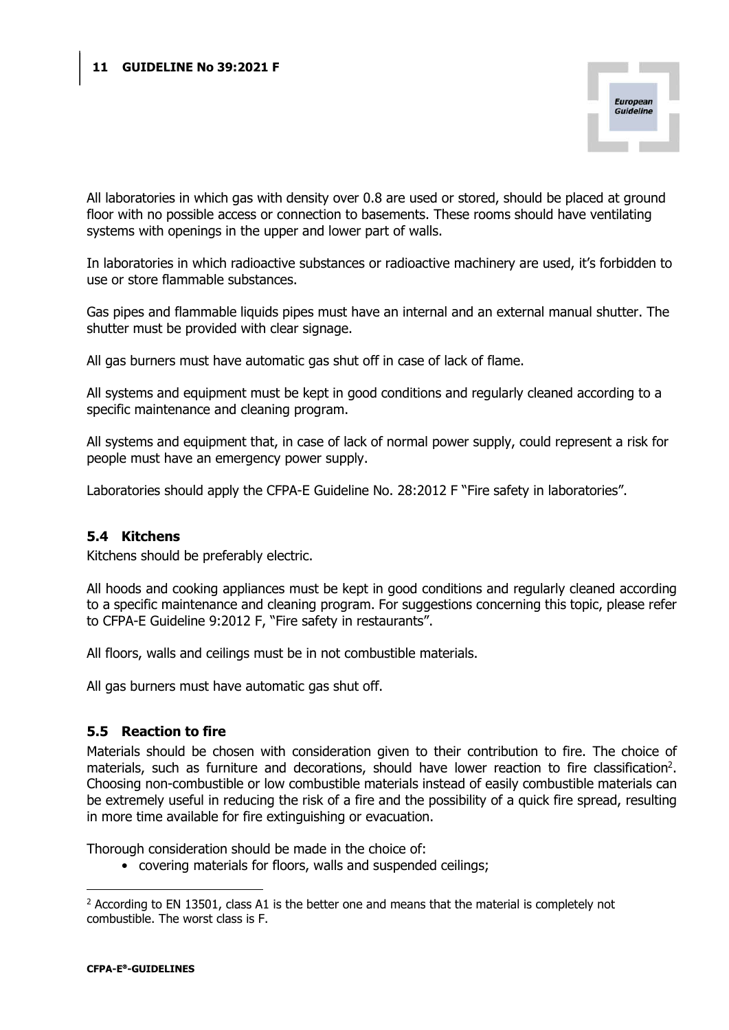All laboratories in which gas with density over 0.8 are used or stored, should be placed at ground floor with no possible access or connection to basements. These rooms should have ventilating systems with openings in the upper and lower part of walls.

In laboratories in which radioactive substances or radioactive machinery are used, it's forbidden to use or store flammable substances.

Gas pipes and flammable liquids pipes must have an internal and an external manual shutter. The shutter must be provided with clear signage.

All gas burners must have automatic gas shut off in case of lack of flame.

All systems and equipment must be kept in good conditions and regularly cleaned according to a specific maintenance and cleaning program.

All systems and equipment that, in case of lack of normal power supply, could represent a risk for people must have an emergency power supply.

Laboratories should apply the CFPA-E Guideline No. 28:2012 F "Fire safety in laboratories".

### 5.4 Kitchens

Kitchens should be preferably electric.

All hoods and cooking appliances must be kept in good conditions and regularly cleaned according to a specific maintenance and cleaning program. For suggestions concerning this topic, please refer to CFPA-E Guideline 9:2012 F, "Fire safety in restaurants".

All floors, walls and ceilings must be in not combustible materials.

All gas burners must have automatic gas shut off.

### 5.5 Reaction to fire

Materials should be chosen with consideration given to their contribution to fire. The choice of materials, such as furniture and decorations, should have lower reaction to fire classification[2]. Choosing non-combustible or low combustible materials instead of easily combustible materials can be extremely useful in reducing the risk of a fire and the possibility of a quick fire spread, resulting in more time available for fire extinguishing or evacuation.

Thorough consideration should be made in the choice of:

- covering materials for floors, walls and suspended ceilings;

---

[2] According to EN 13501, class A1 is the better one and means that the material is completely not combustible. The worst class is F.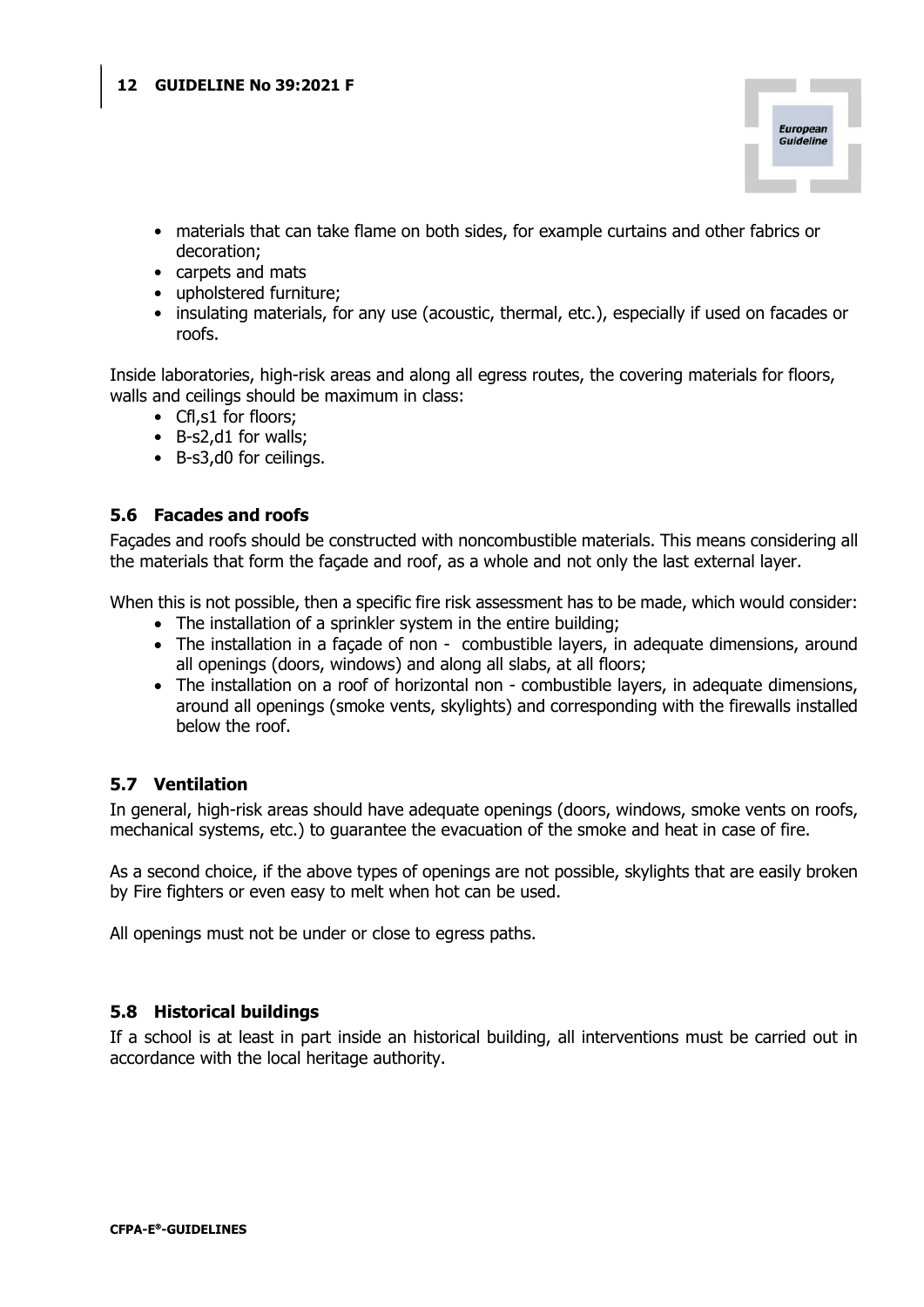- materials that can take flame on both sides, for example curtains and other fabrics or decoration;
- carpets and mats
- upholstered furniture;
- insulating materials, for any use (acoustic, thermal, etc.), especially if used on facades or roofs.

Inside laboratories, high-risk areas and along all egress routes, the covering materials for floors, walls and ceilings should be maximum in class:

- Cfl,s1 for floors;
- B-s2,d1 for walls;
- B-s3,d0 for ceilings.

## 5.6 Facades and roofs

Façades and roofs should be constructed with noncombustible materials. This means considering all the materials that form the façade and roof, as a whole and not only the last external layer.

When this is not possible, then a specific fire risk assessment has to be made, which would consider:

- The installation of a sprinkler system in the entire building;
- The installation in a façade of non - combustible layers, in adequate dimensions, around all openings (doors, windows) and along all slabs, at all floors;
- The installation on a roof of horizontal non - combustible layers, in adequate dimensions, around all openings (smoke vents, skylights) and corresponding with the firewalls installed below the roof.

## 5.7 Ventilation

In general, high-risk areas should have adequate openings (doors, windows, smoke vents on roofs, mechanical systems, etc.) to guarantee the evacuation of the smoke and heat in case of fire.

As a second choice, if the above types of openings are not possible, skylights that are easily broken by Fire fighters or even easy to melt when hot can be used.

All openings must not be under or close to egress paths.

## 5.8 Historical buildings

If a school is at least in part inside an historical building, all interventions must be carried out in accordance with the local heritage authority.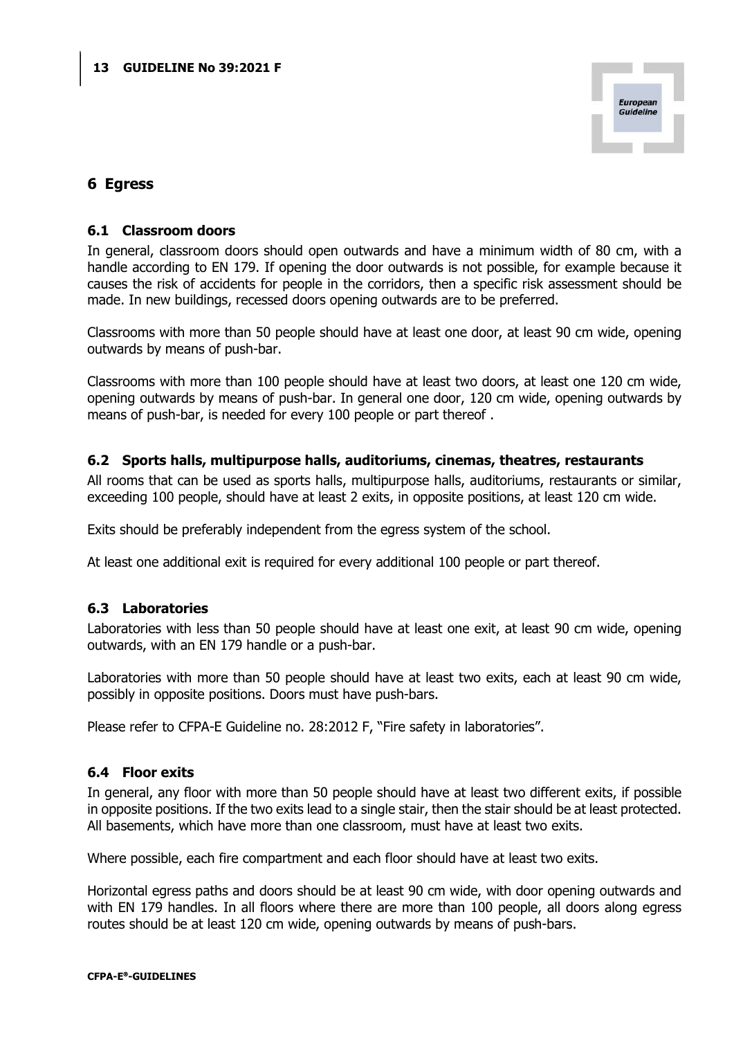# 6 Egress

## 6.1 Classroom doors

In general, classroom doors should open outwards and have a minimum width of 80 cm, with a handle according to EN 179. If opening the door outwards is not possible, for example because it causes the risk of accidents for people in the corridors, then a specific risk assessment should be made. In new buildings, recessed doors opening outwards are to be preferred.

Classrooms with more than 50 people should have at least one door, at least 90 cm wide, opening outwards by means of push-bar.

Classrooms with more than 100 people should have at least two doors, at least one 120 cm wide, opening outwards by means of push-bar. In general one door, 120 cm wide, opening outwards by means of push-bar, is needed for every 100 people or part thereof .

## 6.2 Sports halls, multipurpose halls, auditoriums, cinemas, theatres, restaurants

All rooms that can be used as sports halls, multipurpose halls, auditoriums, restaurants or similar, exceeding 100 people, should have at least 2 exits, in opposite positions, at least 120 cm wide.

Exits should be preferably independent from the egress system of the school.

At least one additional exit is required for every additional 100 people or part thereof.

## 6.3 Laboratories

Laboratories with less than 50 people should have at least one exit, at least 90 cm wide, opening outwards, with an EN 179 handle or a push-bar.

Laboratories with more than 50 people should have at least two exits, each at least 90 cm wide, possibly in opposite positions. Doors must have push-bars.

Please refer to CFPA-E Guideline no. 28:2012 F, "Fire safety in laboratories".

## 6.4 Floor exits

In general, any floor with more than 50 people should have at least two different exits, if possible in opposite positions. If the two exits lead to a single stair, then the stair should be at least protected. All basements, which have more than one classroom, must have at least two exits.

Where possible, each fire compartment and each floor should have at least two exits.

Horizontal egress paths and doors should be at least 90 cm wide, with door opening outwards and with EN 179 handles. In all floors where there are more than 100 people, all doors along egress routes should be at least 120 cm wide, opening outwards by means of push-bars.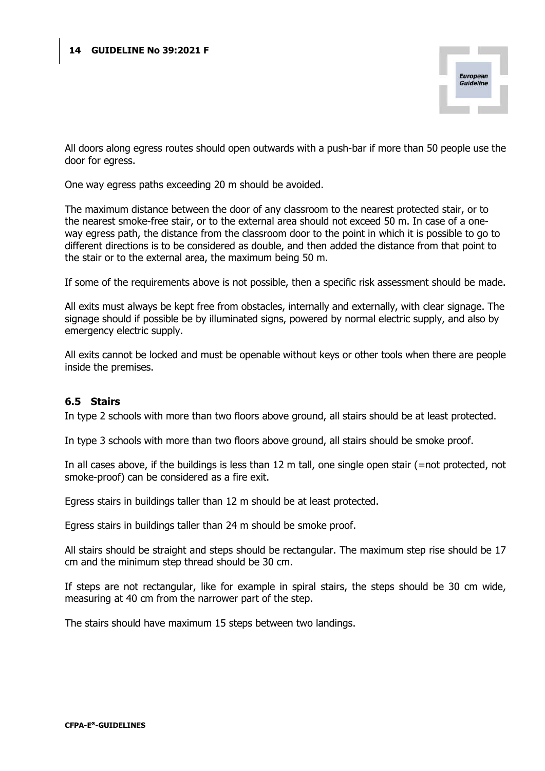All doors along egress routes should open outwards with a push-bar if more than 50 people use the door for egress.

One way egress paths exceeding 20 m should be avoided.

The maximum distance between the door of any classroom to the nearest protected stair, or to the nearest smoke-free stair, or to the external area should not exceed 50 m. In case of a one-way egress path, the distance from the classroom door to the point in which it is possible to go to different directions is to be considered as double, and then added the distance from that point to the stair or to the external area, the maximum being 50 m.

If some of the requirements above is not possible, then a specific risk assessment should be made.

All exits must always be kept free from obstacles, internally and externally, with clear signage. The signage should if possible be by illuminated signs, powered by normal electric supply, and also by emergency electric supply.

All exits cannot be locked and must be openable without keys or other tools when there are people inside the premises.

### 6.5 Stairs

In type 2 schools with more than two floors above ground, all stairs should be at least protected.

In type 3 schools with more than two floors above ground, all stairs should be smoke proof.

In all cases above, if the buildings is less than 12 m tall, one single open stair (=not protected, not smoke-proof) can be considered as a fire exit.

Egress stairs in buildings taller than 12 m should be at least protected.

Egress stairs in buildings taller than 24 m should be smoke proof.

All stairs should be straight and steps should be rectangular. The maximum step rise should be 17 cm and the minimum step thread should be 30 cm.

If steps are not rectangular, like for example in spiral stairs, the steps should be 30 cm wide, measuring at 40 cm from the narrower part of the step.

The stairs should have maximum 15 steps between two landings.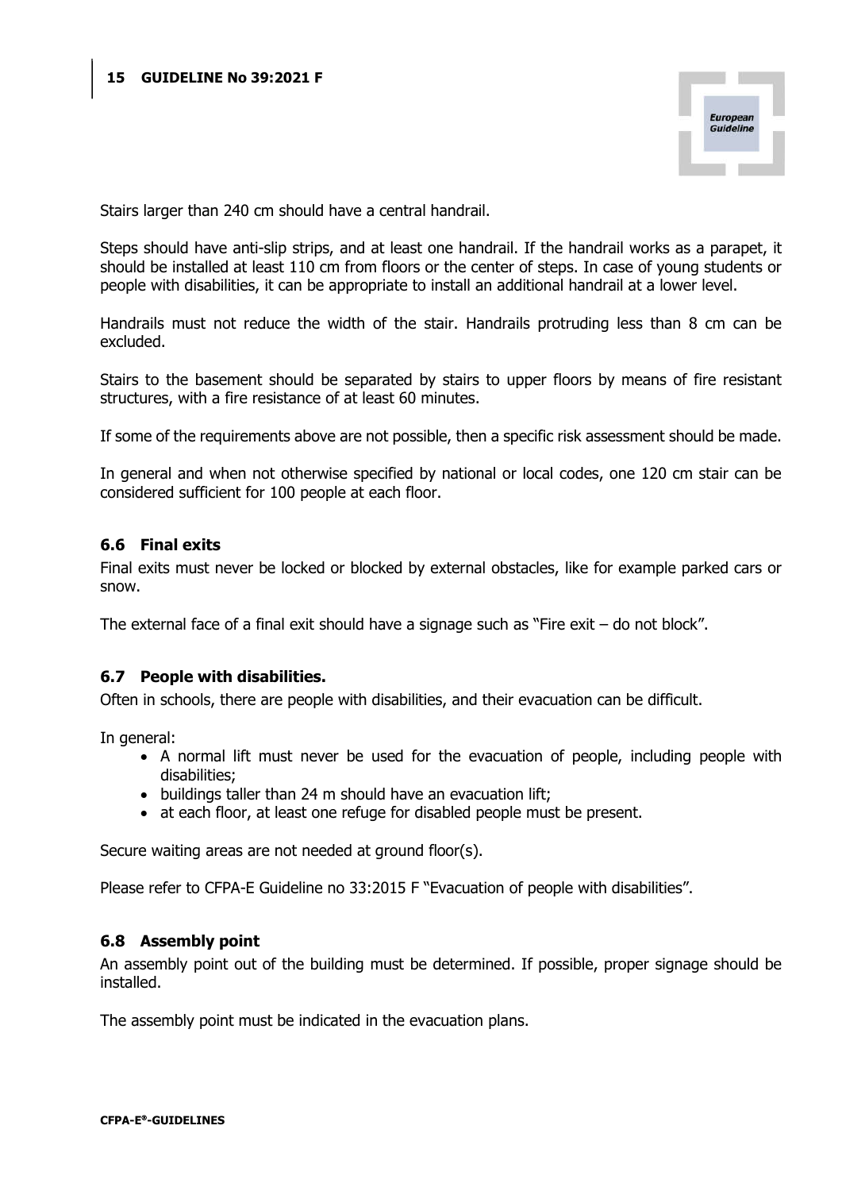Stairs larger than 240 cm should have a central handrail.

Steps should have anti-slip strips, and at least one handrail. If the handrail works as a parapet, it should be installed at least 110 cm from floors or the center of steps. In case of young students or people with disabilities, it can be appropriate to install an additional handrail at a lower level.

Handrails must not reduce the width of the stair. Handrails protruding less than 8 cm can be excluded.

Stairs to the basement should be separated by stairs to upper floors by means of fire resistant structures, with a fire resistance of at least 60 minutes.

If some of the requirements above are not possible, then a specific risk assessment should be made.

In general and when not otherwise specified by national or local codes, one 120 cm stair can be considered sufficient for 100 people at each floor.

## 6.6 Final exits

Final exits must never be locked or blocked by external obstacles, like for example parked cars or snow.

The external face of a final exit should have a signage such as "Fire exit – do not block".

## 6.7 People with disabilities.

Often in schools, there are people with disabilities, and their evacuation can be difficult.

In general:

- A normal lift must never be used for the evacuation of people, including people with disabilities;
- buildings taller than 24 m should have an evacuation lift;
- at each floor, at least one refuge for disabled people must be present.

Secure waiting areas are not needed at ground floor(s).

Please refer to CFPA-E Guideline no 33:2015 F "Evacuation of people with disabilities".

## 6.8 Assembly point

An assembly point out of the building must be determined. If possible, proper signage should be installed.

The assembly point must be indicated in the evacuation plans.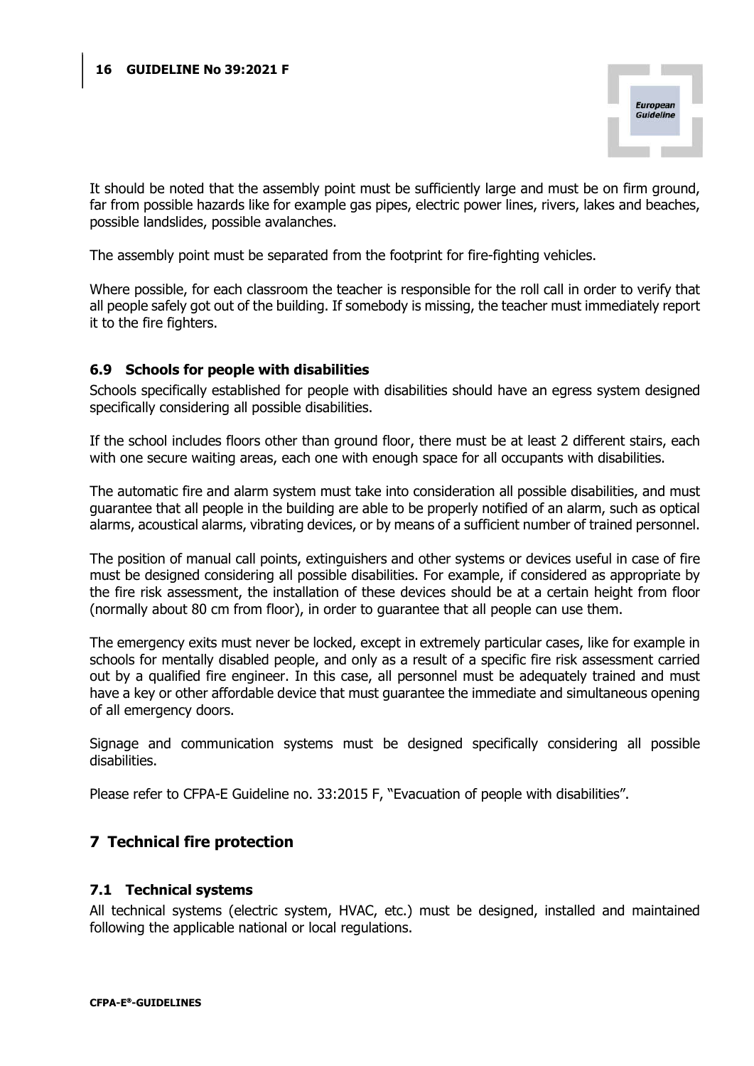It should be noted that the assembly point must be sufficiently large and must be on firm ground, far from possible hazards like for example gas pipes, electric power lines, rivers, lakes and beaches, possible landslides, possible avalanches.

The assembly point must be separated from the footprint for fire-fighting vehicles.

Where possible, for each classroom the teacher is responsible for the roll call in order to verify that all people safely got out of the building. If somebody is missing, the teacher must immediately report it to the fire fighters.

### 6.9 Schools for people with disabilities

Schools specifically established for people with disabilities should have an egress system designed specifically considering all possible disabilities.

If the school includes floors other than ground floor, there must be at least 2 different stairs, each with one secure waiting areas, each one with enough space for all occupants with disabilities.

The automatic fire and alarm system must take into consideration all possible disabilities, and must guarantee that all people in the building are able to be properly notified of an alarm, such as optical alarms, acoustical alarms, vibrating devices, or by means of a sufficient number of trained personnel.

The position of manual call points, extinguishers and other systems or devices useful in case of fire must be designed considering all possible disabilities. For example, if considered as appropriate by the fire risk assessment, the installation of these devices should be at a certain height from floor (normally about 80 cm from floor), in order to guarantee that all people can use them.

The emergency exits must never be locked, except in extremely particular cases, like for example in schools for mentally disabled people, and only as a result of a specific fire risk assessment carried out by a qualified fire engineer. In this case, all personnel must be adequately trained and must have a key or other affordable device that must guarantee the immediate and simultaneous opening of all emergency doors.

Signage and communication systems must be designed specifically considering all possible disabilities.

Please refer to CFPA-E Guideline no. 33:2015 F, "Evacuation of people with disabilities".

## 7 Technical fire protection

### 7.1 Technical systems

All technical systems (electric system, HVAC, etc.) must be designed, installed and maintained following the applicable national or local regulations.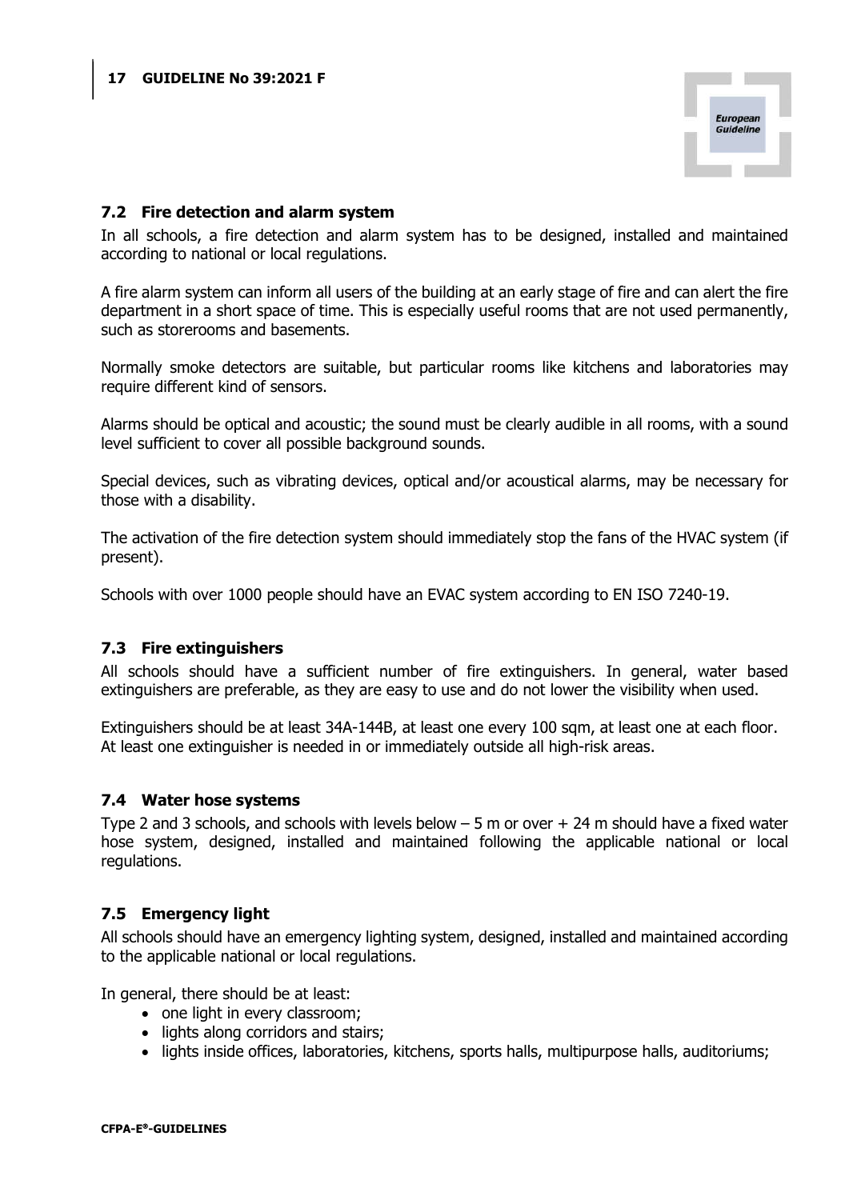## 7.2 Fire detection and alarm system

In all schools, a fire detection and alarm system has to be designed, installed and maintained according to national or local regulations.

A fire alarm system can inform all users of the building at an early stage of fire and can alert the fire department in a short space of time. This is especially useful rooms that are not used permanently, such as storerooms and basements.

Normally smoke detectors are suitable, but particular rooms like kitchens and laboratories may require different kind of sensors.

Alarms should be optical and acoustic; the sound must be clearly audible in all rooms, with a sound level sufficient to cover all possible background sounds.

Special devices, such as vibrating devices, optical and/or acoustical alarms, may be necessary for those with a disability.

The activation of the fire detection system should immediately stop the fans of the HVAC system (if present).

Schools with over 1000 people should have an EVAC system according to EN ISO 7240-19.

## 7.3 Fire extinguishers

All schools should have a sufficient number of fire extinguishers. In general, water based extinguishers are preferable, as they are easy to use and do not lower the visibility when used.

Extinguishers should be at least 34A-144B, at least one every 100 sqm, at least one at each floor. At least one extinguisher is needed in or immediately outside all high-risk areas.

## 7.4 Water hose systems

Type 2 and 3 schools, and schools with levels below – 5 m or over + 24 m should have a fixed water hose system, designed, installed and maintained following the applicable national or local regulations.

## 7.5 Emergency light

All schools should have an emergency lighting system, designed, installed and maintained according to the applicable national or local regulations.

In general, there should be at least:

- one light in every classroom;
- lights along corridors and stairs;
- lights inside offices, laboratories, kitchens, sports halls, multipurpose halls, auditoriums;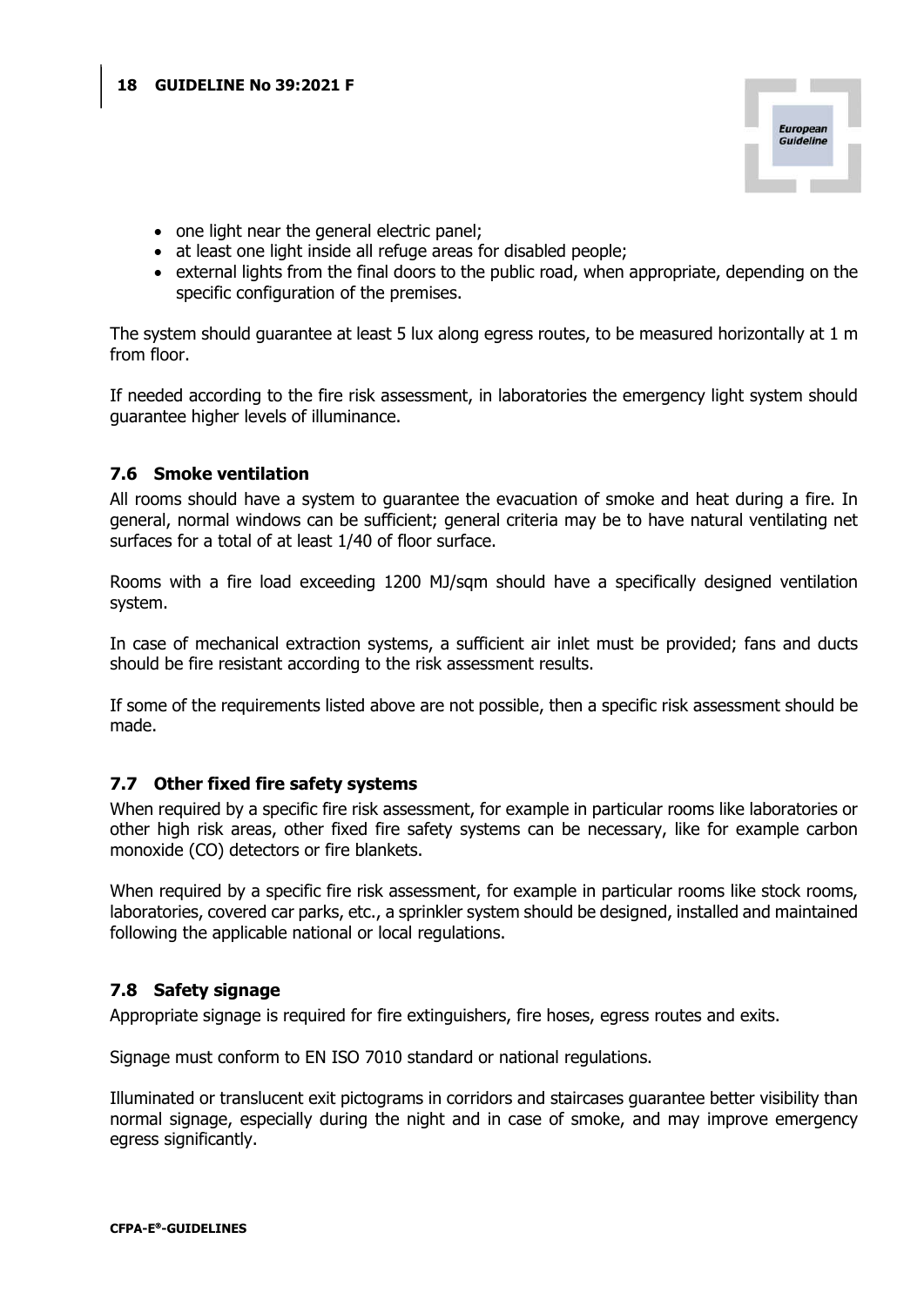- one light near the general electric panel;
- at least one light inside all refuge areas for disabled people;
- external lights from the final doors to the public road, when appropriate, depending on the specific configuration of the premises.

The system should guarantee at least 5 lux along egress routes, to be measured horizontally at 1 m from floor.

If needed according to the fire risk assessment, in laboratories the emergency light system should guarantee higher levels of illuminance.

### 7.6 Smoke ventilation

All rooms should have a system to guarantee the evacuation of smoke and heat during a fire. In general, normal windows can be sufficient; general criteria may be to have natural ventilating net surfaces for a total of at least 1/40 of floor surface.

Rooms with a fire load exceeding 1200 MJ/sqm should have a specifically designed ventilation system.

In case of mechanical extraction systems, a sufficient air inlet must be provided; fans and ducts should be fire resistant according to the risk assessment results.

If some of the requirements listed above are not possible, then a specific risk assessment should be made.

### 7.7 Other fixed fire safety systems

When required by a specific fire risk assessment, for example in particular rooms like laboratories or other high risk areas, other fixed fire safety systems can be necessary, like for example carbon monoxide (CO) detectors or fire blankets.

When required by a specific fire risk assessment, for example in particular rooms like stock rooms, laboratories, covered car parks, etc., a sprinkler system should be designed, installed and maintained following the applicable national or local regulations.

### 7.8 Safety signage

Appropriate signage is required for fire extinguishers, fire hoses, egress routes and exits.

Signage must conform to EN ISO 7010 standard or national regulations.

Illuminated or translucent exit pictograms in corridors and staircases guarantee better visibility than normal signage, especially during the night and in case of smoke, and may improve emergency egress significantly.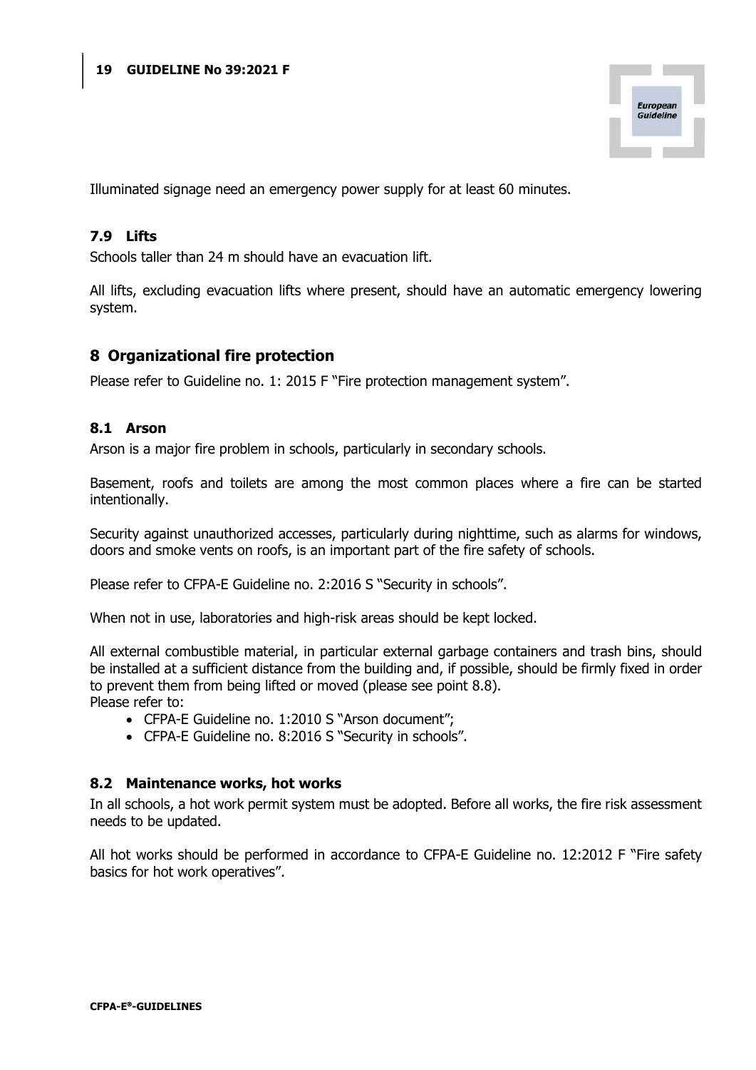Illuminated signage need an emergency power supply for at least 60 minutes.

### 7.9 Lifts

Schools taller than 24 m should have an evacuation lift.

All lifts, excluding evacuation lifts where present, should have an automatic emergency lowering system.

## 8 Organizational fire protection

Please refer to Guideline no. 1: 2015 F "Fire protection management system".

### 8.1 Arson

Arson is a major fire problem in schools, particularly in secondary schools.

Basement, roofs and toilets are among the most common places where a fire can be started intentionally.

Security against unauthorized accesses, particularly during nighttime, such as alarms for windows, doors and smoke vents on roofs, is an important part of the fire safety of schools.

Please refer to CFPA-E Guideline no. 2:2016 S "Security in schools".

When not in use, laboratories and high-risk areas should be kept locked.

All external combustible material, in particular external garbage containers and trash bins, should be installed at a sufficient distance from the building and, if possible, should be firmly fixed in order to prevent them from being lifted or moved (please see point 8.8).
Please refer to:

- CFPA-E Guideline no. 1:2010 S "Arson document";
- CFPA-E Guideline no. 8:2016 S "Security in schools".

### 8.2 Maintenance works, hot works

In all schools, a hot work permit system must be adopted. Before all works, the fire risk assessment needs to be updated.

All hot works should be performed in accordance to CFPA-E Guideline no. 12:2012 F "Fire safety basics for hot work operatives".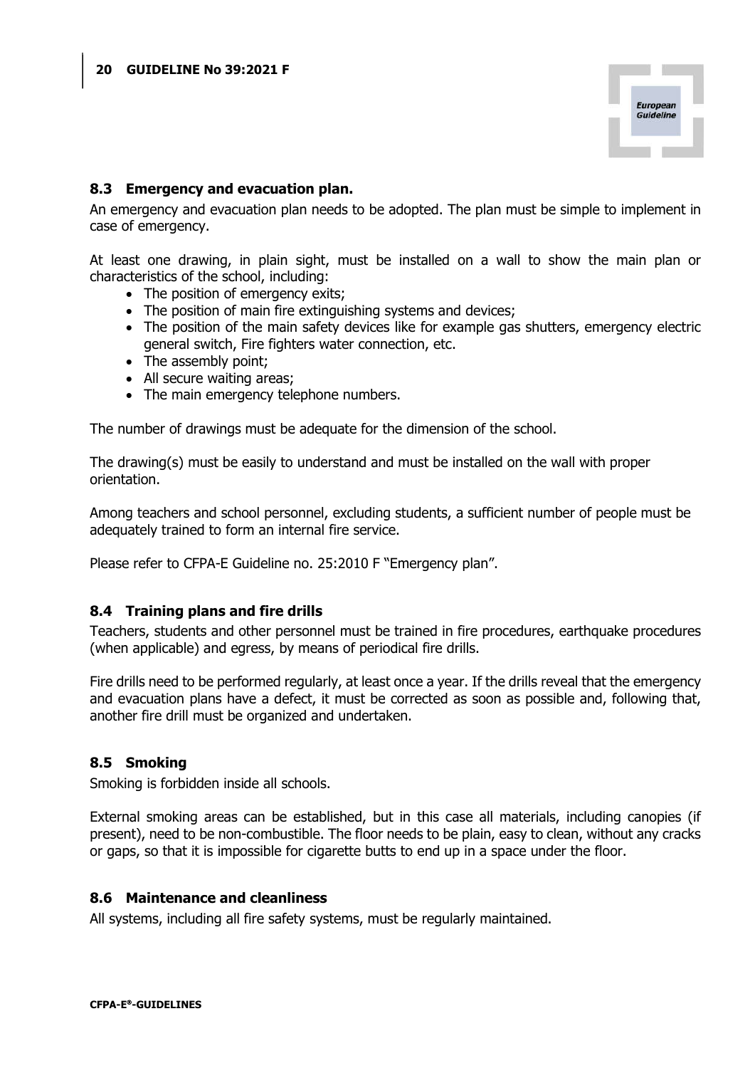## 8.3 Emergency and evacuation plan.

An emergency and evacuation plan needs to be adopted. The plan must be simple to implement in case of emergency.

At least one drawing, in plain sight, must be installed on a wall to show the main plan or characteristics of the school, including:

- The position of emergency exits;
- The position of main fire extinguishing systems and devices;
- The position of the main safety devices like for example gas shutters, emergency electric general switch, Fire fighters water connection, etc.
- The assembly point;
- All secure waiting areas;
- The main emergency telephone numbers.

The number of drawings must be adequate for the dimension of the school.

The drawing(s) must be easily to understand and must be installed on the wall with proper orientation.

Among teachers and school personnel, excluding students, a sufficient number of people must be adequately trained to form an internal fire service.

Please refer to CFPA-E Guideline no. 25:2010 F "Emergency plan".

## 8.4 Training plans and fire drills

Teachers, students and other personnel must be trained in fire procedures, earthquake procedures (when applicable) and egress, by means of periodical fire drills.

Fire drills need to be performed regularly, at least once a year. If the drills reveal that the emergency and evacuation plans have a defect, it must be corrected as soon as possible and, following that, another fire drill must be organized and undertaken.

## 8.5 Smoking

Smoking is forbidden inside all schools.

External smoking areas can be established, but in this case all materials, including canopies (if present), need to be non-combustible. The floor needs to be plain, easy to clean, without any cracks or gaps, so that it is impossible for cigarette butts to end up in a space under the floor.

## 8.6 Maintenance and cleanliness

All systems, including all fire safety systems, must be regularly maintained.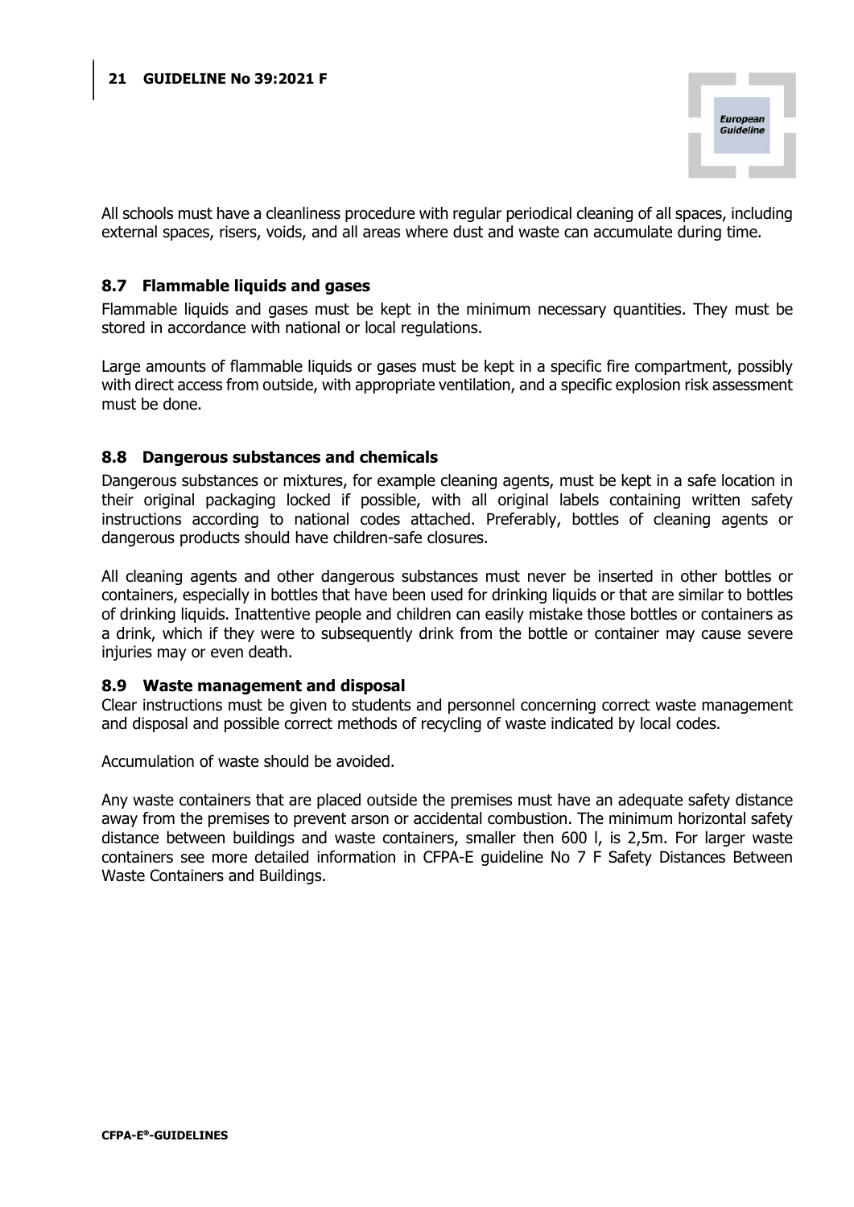All schools must have a cleanliness procedure with regular periodical cleaning of all spaces, including external spaces, risers, voids, and all areas where dust and waste can accumulate during time.

## 8.7 Flammable liquids and gases

Flammable liquids and gases must be kept in the minimum necessary quantities. They must be stored in accordance with national or local regulations.

Large amounts of flammable liquids or gases must be kept in a specific fire compartment, possibly with direct access from outside, with appropriate ventilation, and a specific explosion risk assessment must be done.

## 8.8 Dangerous substances and chemicals

Dangerous substances or mixtures, for example cleaning agents, must be kept in a safe location in their original packaging locked if possible, with all original labels containing written safety instructions according to national codes attached. Preferably, bottles of cleaning agents or dangerous products should have children-safe closures.

All cleaning agents and other dangerous substances must never be inserted in other bottles or containers, especially in bottles that have been used for drinking liquids or that are similar to bottles of drinking liquids. Inattentive people and children can easily mistake those bottles or containers as a drink, which if they were to subsequently drink from the bottle or container may cause severe injuries may or even death.

## 8.9 Waste management and disposal

Clear instructions must be given to students and personnel concerning correct waste management and disposal and possible correct methods of recycling of waste indicated by local codes.

Accumulation of waste should be avoided.

Any waste containers that are placed outside the premises must have an adequate safety distance away from the premises to prevent arson or accidental combustion. The minimum horizontal safety distance between buildings and waste containers, smaller then 600 l, is 2,5m. For larger waste containers see more detailed information in CFPA-E guideline No 7 F Safety Distances Between Waste Containers and Buildings.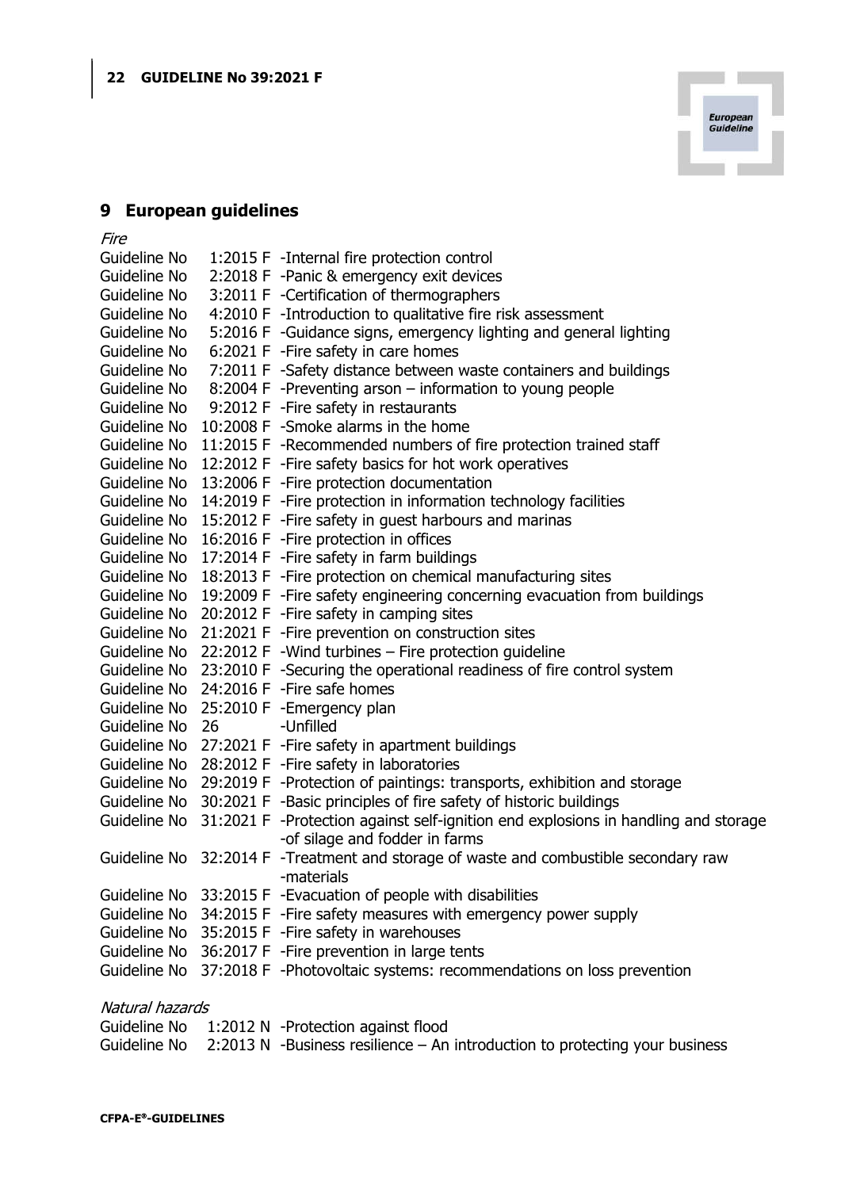## 9 European guidelines

*Fire*

Guideline No 1:2015 F -Internal fire protection control
Guideline No 2:2018 F -Panic & emergency exit devices
Guideline No 3:2011 F -Certification of thermographers
Guideline No 4:2010 F -Introduction to qualitative fire risk assessment
Guideline No 5:2016 F -Guidance signs, emergency lighting and general lighting
Guideline No 6:2021 F -Fire safety in care homes
Guideline No 7:2011 F -Safety distance between waste containers and buildings
Guideline No 8:2004 F -Preventing arson – information to young people
Guideline No 9:2012 F -Fire safety in restaurants
Guideline No 10:2008 F -Smoke alarms in the home
Guideline No 11:2015 F -Recommended numbers of fire protection trained staff
Guideline No 12:2012 F -Fire safety basics for hot work operatives
Guideline No 13:2006 F -Fire protection documentation
Guideline No 14:2019 F -Fire protection in information technology facilities
Guideline No 15:2012 F -Fire safety in guest harbours and marinas
Guideline No 16:2016 F -Fire protection in offices
Guideline No 17:2014 F -Fire safety in farm buildings
Guideline No 18:2013 F -Fire protection on chemical manufacturing sites
Guideline No 19:2009 F -Fire safety engineering concerning evacuation from buildings
Guideline No 20:2012 F -Fire safety in camping sites
Guideline No 21:2021 F -Fire prevention on construction sites
Guideline No 22:2012 F -Wind turbines – Fire protection guideline
Guideline No 23:2010 F -Securing the operational readiness of fire control system
Guideline No 24:2016 F -Fire safe homes
Guideline No 25:2010 F -Emergency plan
Guideline No 26 -Unfilled
Guideline No 27:2021 F -Fire safety in apartment buildings
Guideline No 28:2012 F -Fire safety in laboratories
Guideline No 29:2019 F -Protection of paintings: transports, exhibition and storage
Guideline No 30:2021 F -Basic principles of fire safety of historic buildings
Guideline No 31:2021 F -Protection against self-ignition end explosions in handling and storage -of silage and fodder in farms
Guideline No 32:2014 F -Treatment and storage of waste and combustible secondary raw -materials
Guideline No 33:2015 F -Evacuation of people with disabilities
Guideline No 34:2015 F -Fire safety measures with emergency power supply
Guideline No 35:2015 F -Fire safety in warehouses
Guideline No 36:2017 F -Fire prevention in large tents
Guideline No 37:2018 F -Photovoltaic systems: recommendations on loss prevention

*Natural hazards*

Guideline No 1:2012 N -Protection against flood
Guideline No 2:2013 N -Business resilience – An introduction to protecting your business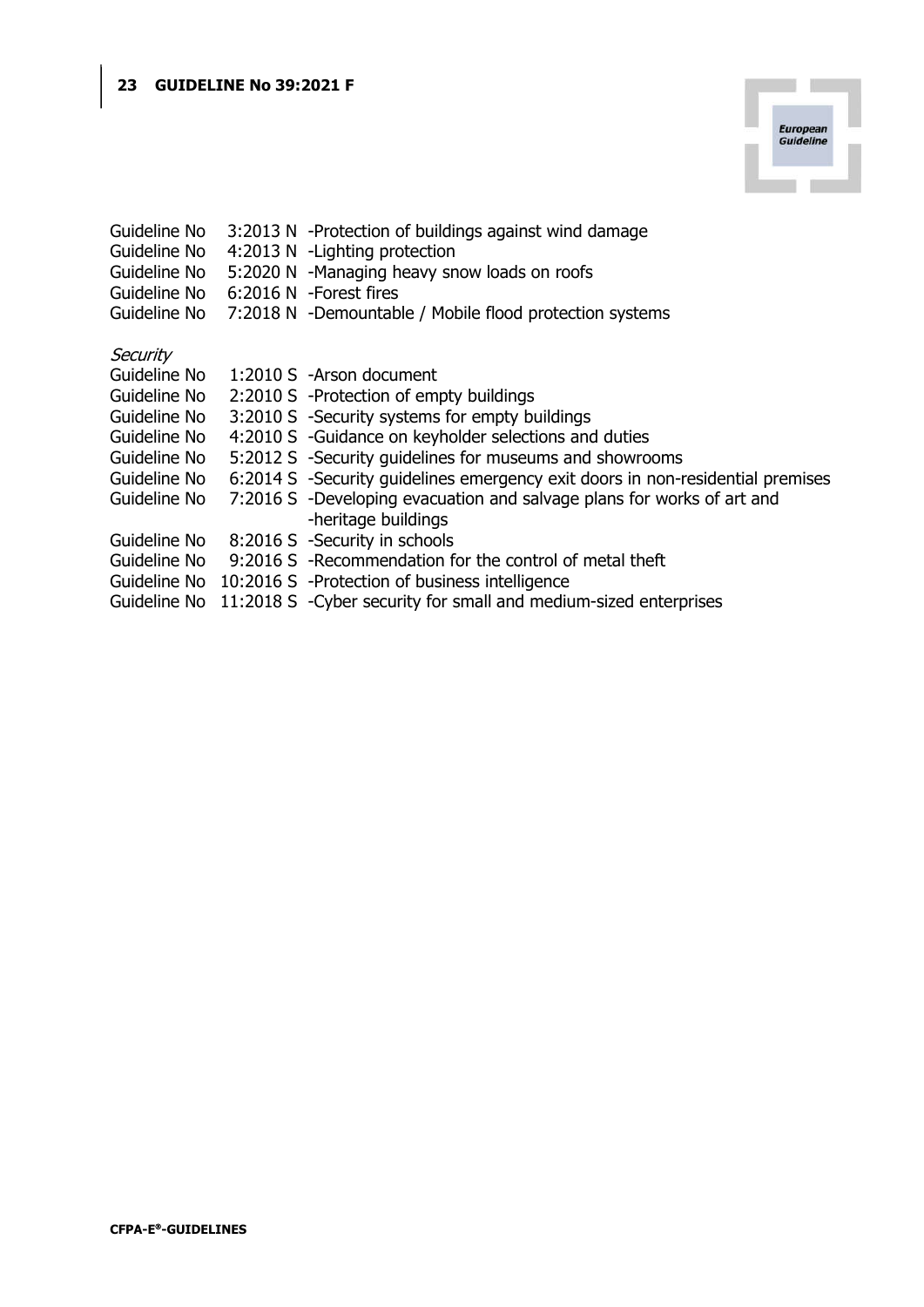Guideline No 3:2013 N -Protection of buildings against wind damage
Guideline No 4:2013 N -Lighting protection
Guideline No 5:2020 N -Managing heavy snow loads on roofs
Guideline No 6:2016 N -Forest fires
Guideline No 7:2018 N -Demountable / Mobile flood protection systems

*Security*

Guideline No 1:2010 S -Arson document
Guideline No 2:2010 S -Protection of empty buildings
Guideline No 3:2010 S -Security systems for empty buildings
Guideline No 4:2010 S -Guidance on keyholder selections and duties
Guideline No 5:2012 S -Security guidelines for museums and showrooms
Guideline No 6:2014 S -Security guidelines emergency exit doors in non-residential premises
Guideline No 7:2016 S -Developing evacuation and salvage plans for works of art and -heritage buildings
Guideline No 8:2016 S -Security in schools
Guideline No 9:2016 S -Recommendation for the control of metal theft
Guideline No 10:2016 S -Protection of business intelligence
Guideline No 11:2018 S -Cyber security for small and medium-sized enterprises